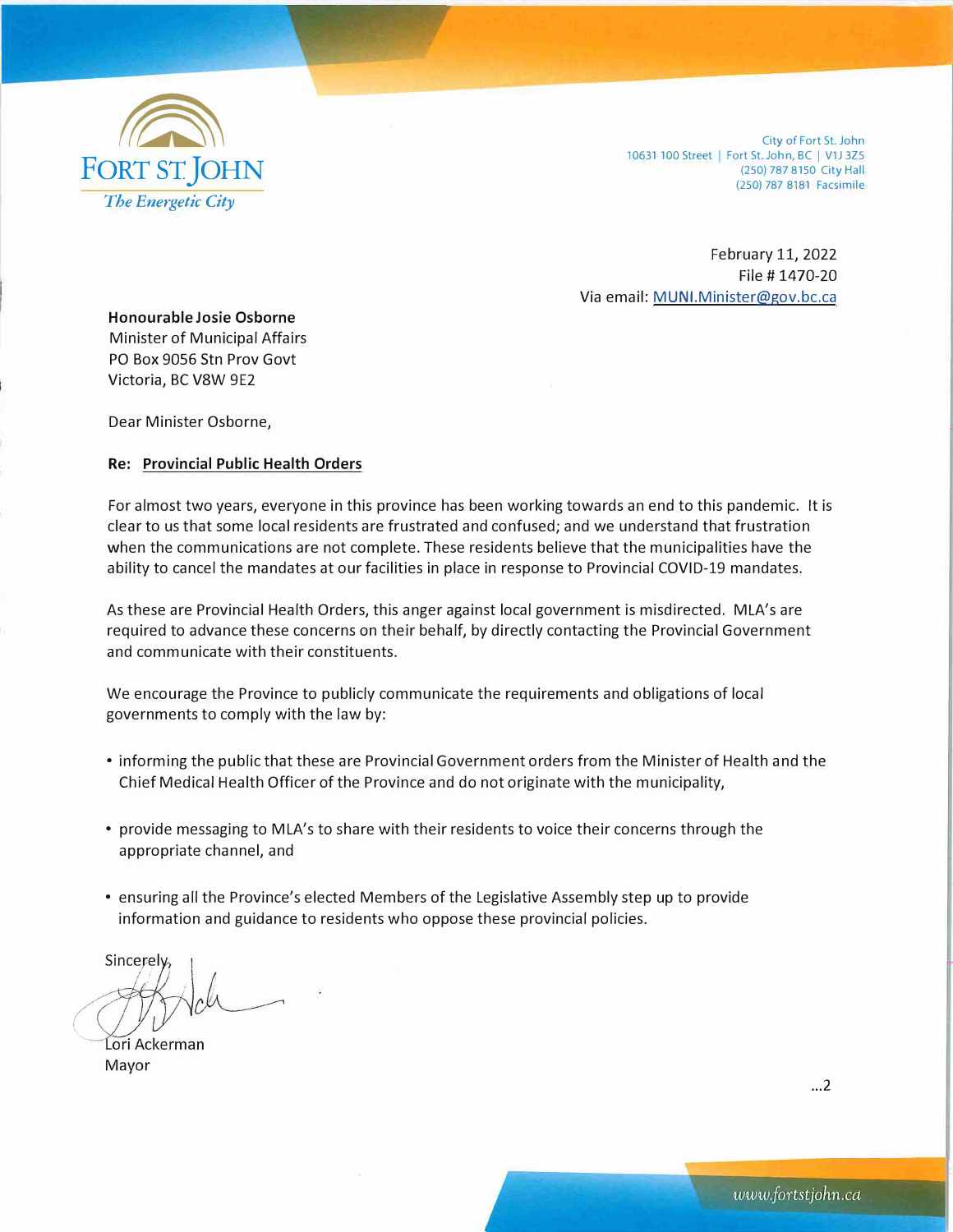FORT ST. JOHN
*The Energetic City*

City of Fort St. John
10631 100 Street | Fort St. John, BC | V1J 3Z5
(250) 787 8150 City Hall
(250) 787 8181 Facsimile

February 11, 2022
File # 1470-20
Via email: MUNI.Minister@gov.bc.ca

**Honourable Josie Osborne**
Minister of Municipal Affairs
PO Box 9056 Stn Prov Govt
Victoria, BC V8W 9E2

Dear Minister Osborne,

**Re: Provincial Public Health Orders**

For almost two years, everyone in this province has been working towards an end to this pandemic. It is clear to us that some local residents are frustrated and confused; and we understand that frustration when the communications are not complete. These residents believe that the municipalities have the ability to cancel the mandates at our facilities in place in response to Provincial COVID-19 mandates.

As these are Provincial Health Orders, this anger against local government is misdirected. MLA's are required to advance these concerns on their behalf, by directly contacting the Provincial Government and communicate with their constituents.

We encourage the Province to publicly communicate the requirements and obligations of local governments to comply with the law by:

- informing the public that these are Provincial Government orders from the Minister of Health and the Chief Medical Health Officer of the Province and do not originate with the municipality,
- provide messaging to MLA's to share with their residents to voice their concerns through the appropriate channel, and
- ensuring all the Province's elected Members of the Legislative Assembly step up to provide information and guidance to residents who oppose these provincial policies.

Sincerely,

Lori Ackerman
Mayor

...2

www.fortstjohn.ca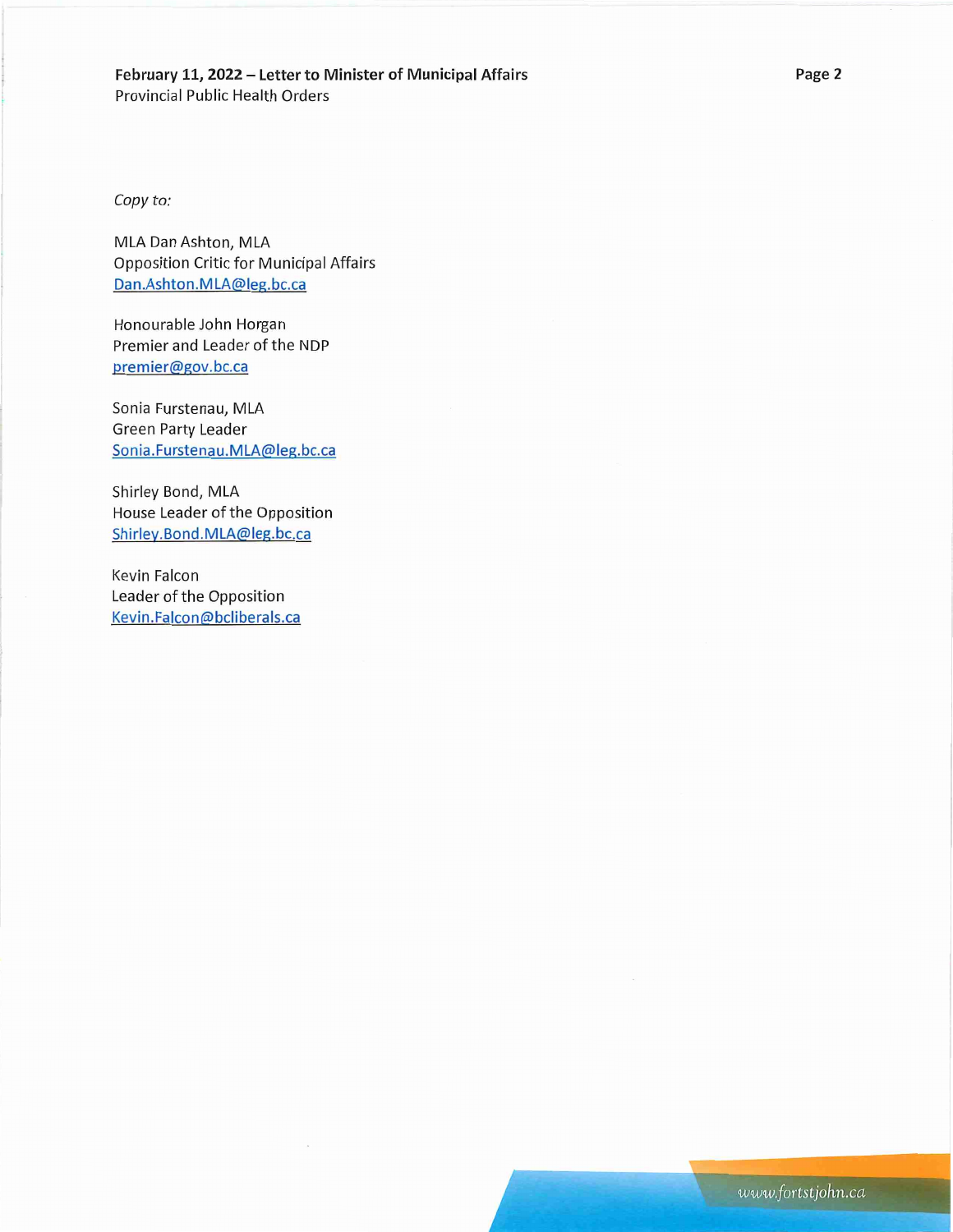*Copy to:*

MLA Dan Ashton, MLA
Opposition Critic for Municipal Affairs
Dan.Ashton.MLA@leg.bc.ca

Honourable John Horgan
Premier and Leader of the NDP
premier@gov.bc.ca

Sonia Furstenau, MLA
Green Party Leader
Sonia.Furstenau.MLA@leg.bc.ca

Shirley Bond, MLA
House Leader of the Opposition
Shirley.Bond.MLA@leg.bc.ca

Kevin Falcon
Leader of the Opposition
Kevin.Falcon@bcliberals.ca